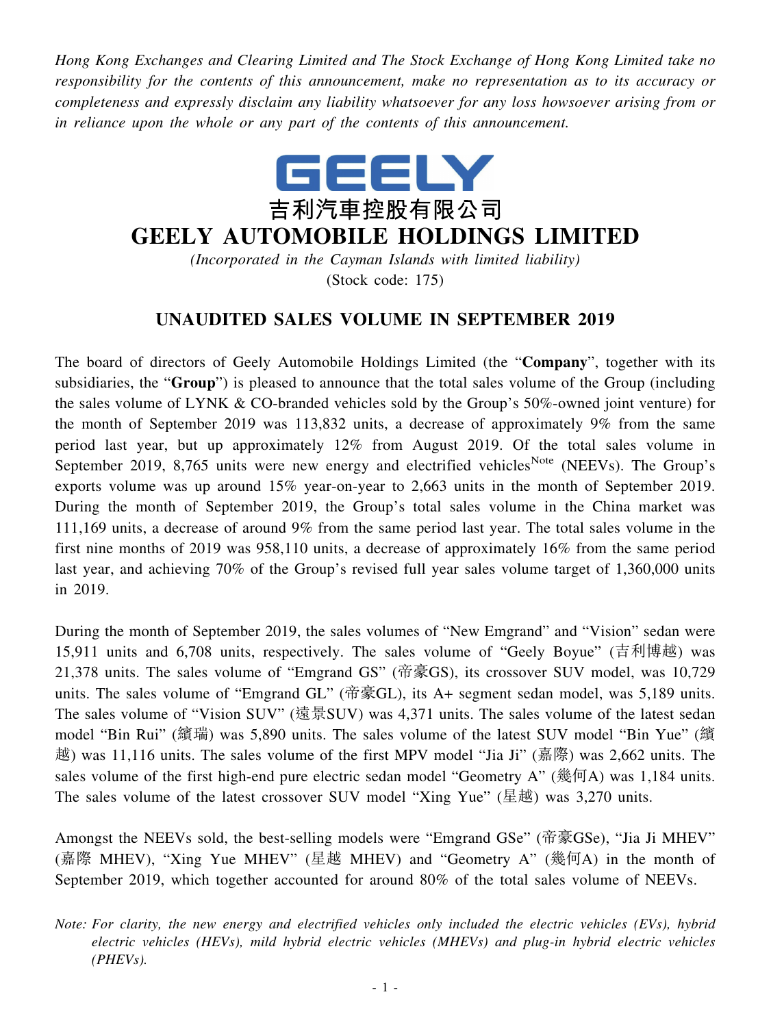*Hong Kong Exchanges and Clearing Limited and The Stock Exchange of Hong Kong Limited take no responsibility for the contents of this announcement, make no representation as to its accuracy or completeness and expressly disclaim any liability whatsoever for any loss howsoever arising from or in reliance upon the whole or any part of the contents of this announcement.*

GEELY

# 吉利汽車控股有限公司
# GEELY AUTOMOBILE HOLDINGS LIMITED

*(Incorporated in the Cayman Islands with limited liability)*
(Stock code: 175)

## UNAUDITED SALES VOLUME IN SEPTEMBER 2019

The board of directors of Geely Automobile Holdings Limited (the "**Company**", together with its subsidiaries, the "**Group**") is pleased to announce that the total sales volume of the Group (including the sales volume of LYNK & CO-branded vehicles sold by the Group's 50%-owned joint venture) for the month of September 2019 was 113,832 units, a decrease of approximately 9% from the same period last year, but up approximately 12% from August 2019. Of the total sales volume in September 2019, 8,765 units were new energy and electrified vehicles[Note] (NEEVs). The Group's exports volume was up around 15% year-on-year to 2,663 units in the month of September 2019. During the month of September 2019, the Group's total sales volume in the China market was 111,169 units, a decrease of around 9% from the same period last year. The total sales volume in the first nine months of 2019 was 958,110 units, a decrease of approximately 16% from the same period last year, and achieving 70% of the Group's revised full year sales volume target of 1,360,000 units in 2019.

During the month of September 2019, the sales volumes of "New Emgrand" and "Vision" sedan were 15,911 units and 6,708 units, respectively. The sales volume of "Geely Boyue" (吉利博越) was 21,378 units. The sales volume of "Emgrand GS" (帝豪GS), its crossover SUV model, was 10,729 units. The sales volume of "Emgrand GL" (帝豪GL), its A+ segment sedan model, was 5,189 units. The sales volume of "Vision SUV" (遠景SUV) was 4,371 units. The sales volume of the latest sedan model "Bin Rui" (繽瑞) was 5,890 units. The sales volume of the latest SUV model "Bin Yue" (繽越) was 11,116 units. The sales volume of the first MPV model "Jia Ji" (嘉際) was 2,662 units. The sales volume of the first high-end pure electric sedan model "Geometry A" (幾何A) was 1,184 units. The sales volume of the latest crossover SUV model "Xing Yue" (星越) was 3,270 units.

Amongst the NEEVs sold, the best-selling models were "Emgrand GSe" (帝豪GSe), "Jia Ji MHEV" (嘉際 MHEV), "Xing Yue MHEV" (星越 MHEV) and "Geometry A" (幾何A) in the month of September 2019, which together accounted for around 80% of the total sales volume of NEEVs.

*Note: For clarity, the new energy and electrified vehicles only included the electric vehicles (EVs), hybrid electric vehicles (HEVs), mild hybrid electric vehicles (MHEVs) and plug-in hybrid electric vehicles (PHEVs).*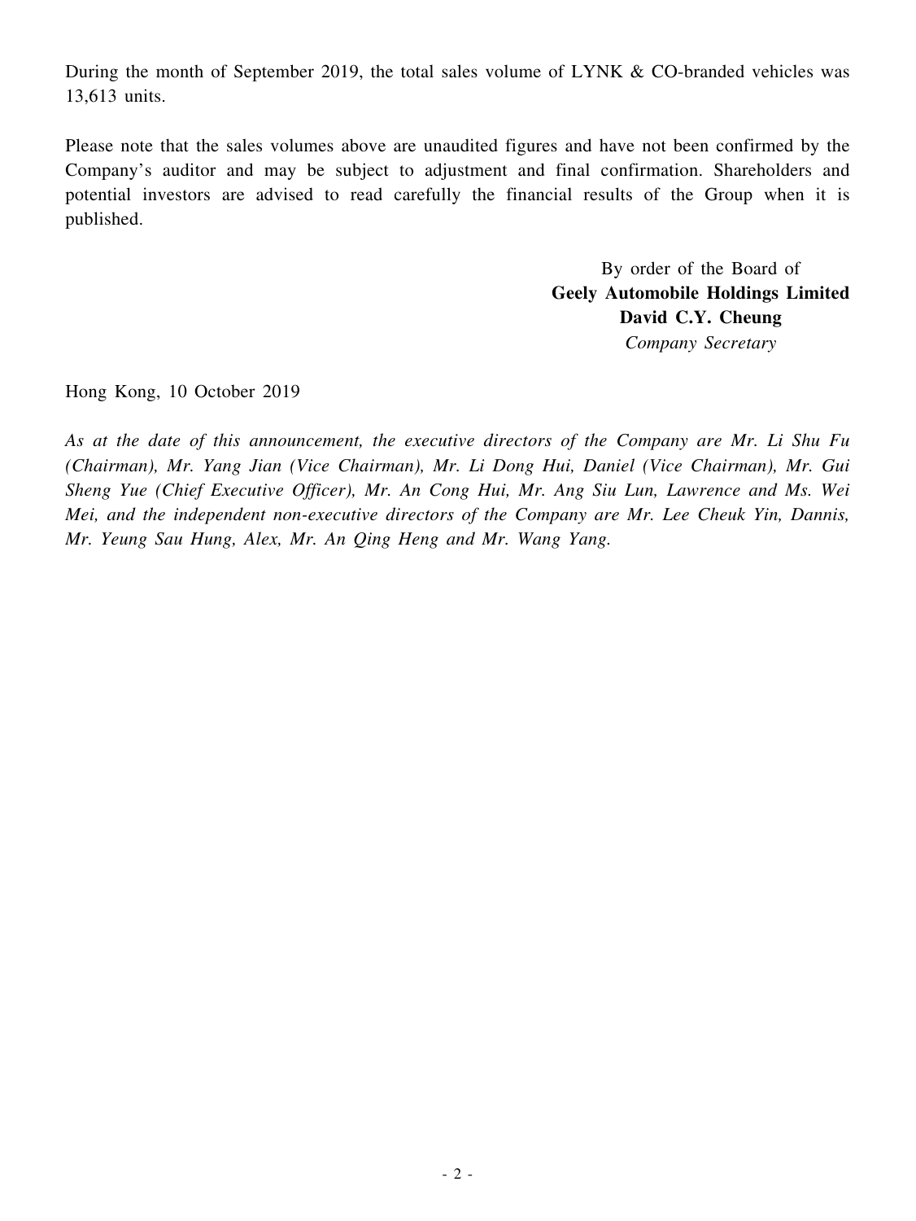During the month of September 2019, the total sales volume of LYNK & CO-branded vehicles was 13,613 units.

Please note that the sales volumes above are unaudited figures and have not been confirmed by the Company's auditor and may be subject to adjustment and final confirmation. Shareholders and potential investors are advised to read carefully the financial results of the Group when it is published.

By order of the Board of
**Geely Automobile Holdings Limited**
**David C.Y. Cheung**
*Company Secretary*

Hong Kong, 10 October 2019

*As at the date of this announcement, the executive directors of the Company are Mr. Li Shu Fu (Chairman), Mr. Yang Jian (Vice Chairman), Mr. Li Dong Hui, Daniel (Vice Chairman), Mr. Gui Sheng Yue (Chief Executive Officer), Mr. An Cong Hui, Mr. Ang Siu Lun, Lawrence and Ms. Wei Mei, and the independent non-executive directors of the Company are Mr. Lee Cheuk Yin, Dannis, Mr. Yeung Sau Hung, Alex, Mr. An Qing Heng and Mr. Wang Yang.*